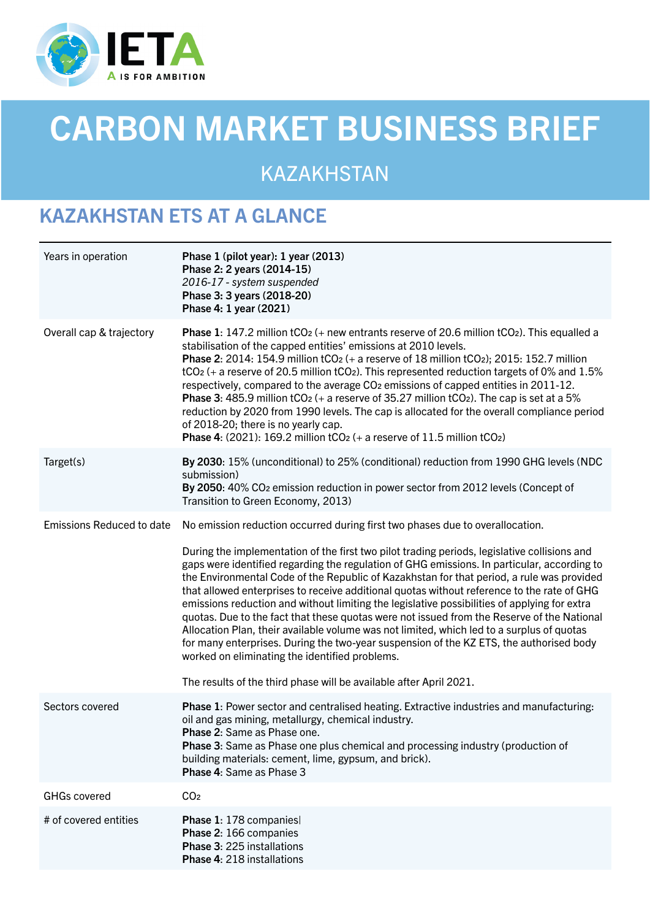# CARBON MARKET BUSINESS BRIEF

## KAZAKHSTAN

## KAZAKHSTAN ETS AT A GLANCE

| | |
|---|---|
| Years in operation | **Phase 1 (pilot year): 1 year (2013)**<br>**Phase 2: 2 years (2014-15)**<br>*2016-17 - system suspended*<br>**Phase 3: 3 years (2018-20)**<br>**Phase 4: 1 year (2021)** |
| Overall cap & trajectory | **Phase 1**: 147.2 million $tCO_2$ (+ new entrants reserve of 20.6 million $tCO_2$). This equalled a stabilisation of the capped entities' emissions at 2010 levels.<br>**Phase 2**: 2014: 154.9 million $tCO_2$ (+ a reserve of 18 million $tCO_2$); 2015: 152.7 million $tCO_2$ (+ a reserve of 20.5 million $tCO_2$). This represented reduction targets of 0% and 1.5% respectively, compared to the average $CO_2$ emissions of capped entities in 2011-12.<br>**Phase 3**: 485.9 million $tCO_2$ (+ a reserve of 35.27 million $tCO_2$). The cap is set at a 5% reduction by 2020 from 1990 levels. The cap is allocated for the overall compliance period of 2018-20; there is no yearly cap.<br>**Phase 4**: (2021): 169.2 million $tCO_2$ (+ a reserve of 11.5 million $tCO_2$) |
| Target(s) | **By 2030**: 15% (unconditional) to 25% (conditional) reduction from 1990 GHG levels (NDC submission)<br>**By 2050**: 40% $CO_2$ emission reduction in power sector from 2012 levels (Concept of Transition to Green Economy, 2013) |
| Emissions Reduced to date | No emission reduction occurred during first two phases due to overallocation.<br><br>During the implementation of the first two pilot trading periods, legislative collisions and gaps were identified regarding the regulation of GHG emissions. In particular, according to the Environmental Code of the Republic of Kazakhstan for that period, a rule was provided that allowed enterprises to receive additional quotas without reference to the rate of GHG emissions reduction and without limiting the legislative possibilities of applying for extra quotas. Due to the fact that these quotas were not issued from the Reserve of the National Allocation Plan, their available volume was not limited, which led to a surplus of quotas for many enterprises. During the two-year suspension of the KZ ETS, the authorised body worked on eliminating the identified problems.<br><br>The results of the third phase will be available after April 2021. |
| Sectors covered | **Phase 1**: Power sector and centralised heating. Extractive industries and manufacturing: oil and gas mining, metallurgy, chemical industry.<br>**Phase 2**: Same as Phase one.<br>**Phase 3**: Same as Phase one plus chemical and processing industry (production of building materials: cement, lime, gypsum, and brick).<br>**Phase 4**: Same as Phase 3 |
| GHGs covered | $CO_2$ |
| # of covered entities | **Phase 1**: 178 companies<br>**Phase 2**: 166 companies<br>**Phase 3**: 225 installations<br>**Phase 4**: 218 installations |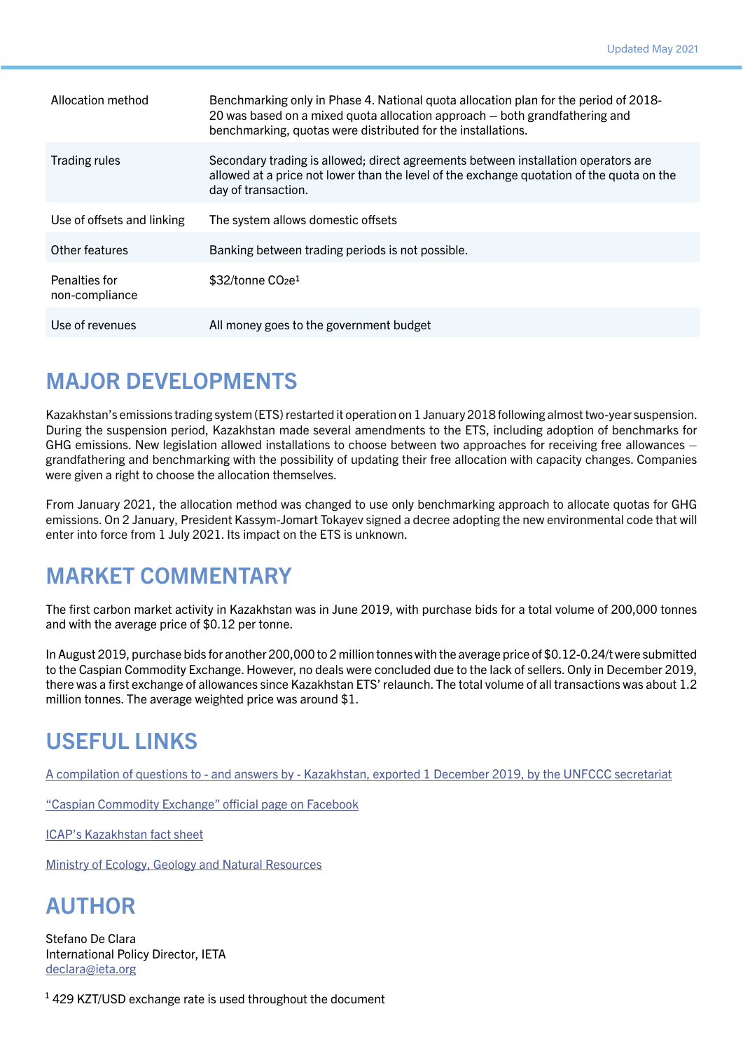| | |
|---|---|
| Allocation method | Benchmarking only in Phase 4. National quota allocation plan for the period of 2018-20 was based on a mixed quota allocation approach – both grandfathering and benchmarking, quotas were distributed for the installations. |
| Trading rules | Secondary trading is allowed; direct agreements between installation operators are allowed at a price not lower than the level of the exchange quotation of the quota on the day of transaction. |
| Use of offsets and linking | The system allows domestic offsets |
| Other features | Banking between trading periods is not possible. |
| Penalties for non-compliance | $32/tonne $CO_2e$[1] |
| Use of revenues | All money goes to the government budget |

## MAJOR DEVELOPMENTS

Kazakhstan's emissions trading system (ETS) restarted it operation on 1 January 2018 following almost two-year suspension. During the suspension period, Kazakhstan made several amendments to the ETS, including adoption of benchmarks for GHG emissions. New legislation allowed installations to choose between two approaches for receiving free allowances – grandfathering and benchmarking with the possibility of updating their free allocation with capacity changes. Companies were given a right to choose the allocation themselves.

From January 2021, the allocation method was changed to use only benchmarking approach to allocate quotas for GHG emissions. On 2 January, President Kassym-Jomart Tokayev signed a decree adopting the new environmental code that will enter into force from 1 July 2021. Its impact on the ETS is unknown.

## MARKET COMMENTARY

The first carbon market activity in Kazakhstan was in June 2019, with purchase bids for a total volume of 200,000 tonnes and with the average price of $0.12 per tonne.

In August 2019, purchase bids for another 200,000 to 2 million tonnes with the average price of $0.12-0.24/t were submitted to the Caspian Commodity Exchange. However, no deals were concluded due to the lack of sellers. Only in December 2019, there was a first exchange of allowances since Kazakhstan ETS' relaunch. The total volume of all transactions was about 1.2 million tonnes. The average weighted price was around $1.

## USEFUL LINKS

A compilation of questions to - and answers by - Kazakhstan, exported 1 December 2019, by the UNFCCC secretariat

"Caspian Commodity Exchange" official page on Facebook

ICAP's Kazakhstan fact sheet

Ministry of Ecology, Geology and Natural Resources

## AUTHOR

Stefano De Clara
International Policy Director, IETA
declara@ieta.org

[1] 429 KZT/USD exchange rate is used throughout the document